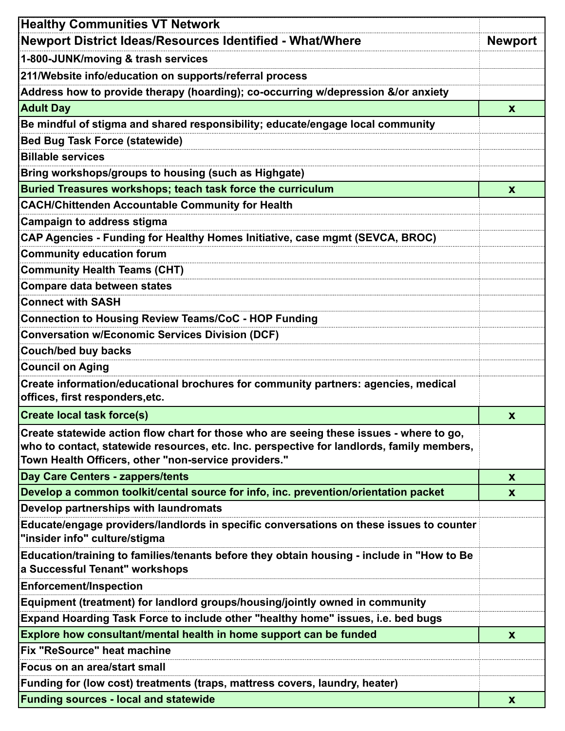| Healthy Communities VT Network | |
|---|---|
| **Newport District Ideas/Resources Identified - What/Where** | **Newport** |
| 1-800-JUNK/moving & trash services | |
| 211/Website info/education on supports/referral process | |
| Address how to provide therapy (hoarding); co-occurring w/depression &/or anxiety | |
| Adult Day | x |
| Be mindful of stigma and shared responsibility; educate/engage local community | |
| Bed Bug Task Force (statewide) | |
| Billable services | |
| Bring workshops/groups to housing (such as Highgate) | |
| Buried Treasures workshops; teach task force the curriculum | x |
| CACH/Chittenden Accountable Community for Health | |
| Campaign to address stigma | |
| CAP Agencies - Funding for Healthy Homes Initiative, case mgmt (SEVCA, BROC) | |
| Community education forum | |
| Community Health Teams (CHT) | |
| Compare data between states | |
| Connect with SASH | |
| Connection to Housing Review Teams/CoC - HOP Funding | |
| Conversation w/Economic Services Division (DCF) | |
| Couch/bed buy backs | |
| Council on Aging | |
| Create information/educational brochures for community partners: agencies, medical offices, first responders,etc. | |
| Create local task force(s) | x |
| Create statewide action flow chart for those who are seeing these issues - where to go, who to contact, statewide resources, etc. Inc. perspective for landlords, family members, Town Health Officers, other "non-service providers." | |
| Day Care Centers - zappers/tents | x |
| Develop a common toolkit/cental source for info, inc. prevention/orientation packet | x |
| Develop partnerships with laundromats | |
| Educate/engage providers/landlords in specific conversations on these issues to counter "insider info" culture/stigma | |
| Education/training to families/tenants before they obtain housing - include in "How to Be a Successful Tenant" workshops | |
| Enforcement/Inspection | |
| Equipment (treatment) for landlord groups/housing/jointly owned in community | |
| Expand Hoarding Task Force to include other "healthy home" issues, i.e. bed bugs | |
| Explore how consultant/mental health in home support can be funded | x |
| Fix "ReSource" heat machine | |
| Focus on an area/start small | |
| Funding for (low cost) treatments (traps, mattress covers, laundry, heater) | |
| Funding sources - local and statewide | x |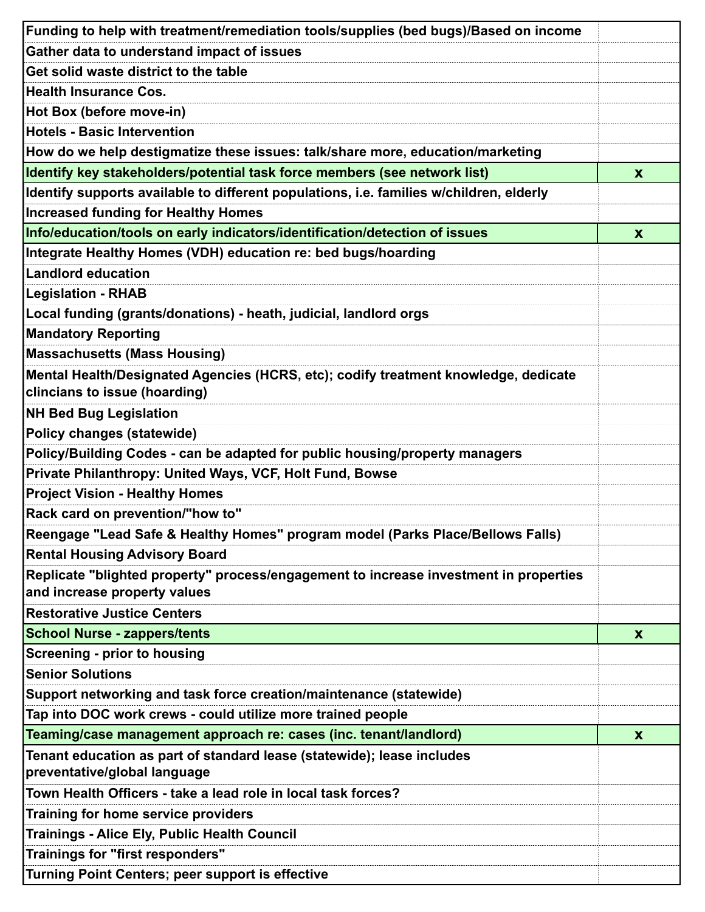| | |
|---|---|
| Funding to help with treatment/remediation tools/supplies (bed bugs)/Based on income | |
| Gather data to understand impact of issues | |
| Get solid waste district to the table | |
| Health Insurance Cos. | |
| Hot Box (before move-in) | |
| Hotels - Basic Intervention | |
| How do we help destigmatize these issues: talk/share more, education/marketing | |
| Identify key stakeholders/potential task force members (see network list) | x |
| Identify supports available to different populations, i.e. families w/children, elderly | |
| Increased funding for Healthy Homes | |
| Info/education/tools on early indicators/identification/detection of issues | x |
| Integrate Healthy Homes (VDH) education re: bed bugs/hoarding | |
| Landlord education | |
| Legislation - RHAB | |
| Local funding (grants/donations) - heath, judicial, landlord orgs | |
| Mandatory Reporting | |
| Massachusetts (Mass Housing) | |
| Mental Health/Designated Agencies (HCRS, etc); codify treatment knowledge, dedicate clincians to issue (hoarding) | |
| NH Bed Bug Legislation | |
| Policy changes (statewide) | |
| Policy/Building Codes - can be adapted for public housing/property managers | |
| Private Philanthropy: United Ways, VCF, Holt Fund, Bowse | |
| Project Vision - Healthy Homes | |
| Rack card on prevention/"how to" | |
| Reengage "Lead Safe & Healthy Homes" program model (Parks Place/Bellows Falls) | |
| Rental Housing Advisory Board | |
| Replicate "blighted property" process/engagement to increase investment in properties and increase property values | |
| Restorative Justice Centers | |
| School Nurse - zappers/tents | x |
| Screening - prior to housing | |
| Senior Solutions | |
| Support networking and task force creation/maintenance (statewide) | |
| Tap into DOC work crews - could utilize more trained people | |
| Teaming/case management approach re: cases (inc. tenant/landlord) | x |
| Tenant education as part of standard lease (statewide); lease includes preventative/global language | |
| Town Health Officers - take a lead role in local task forces? | |
| Training for home service providers | |
| Trainings - Alice Ely, Public Health Council | |
| Trainings for "first responders" | |
| Turning Point Centers; peer support is effective | |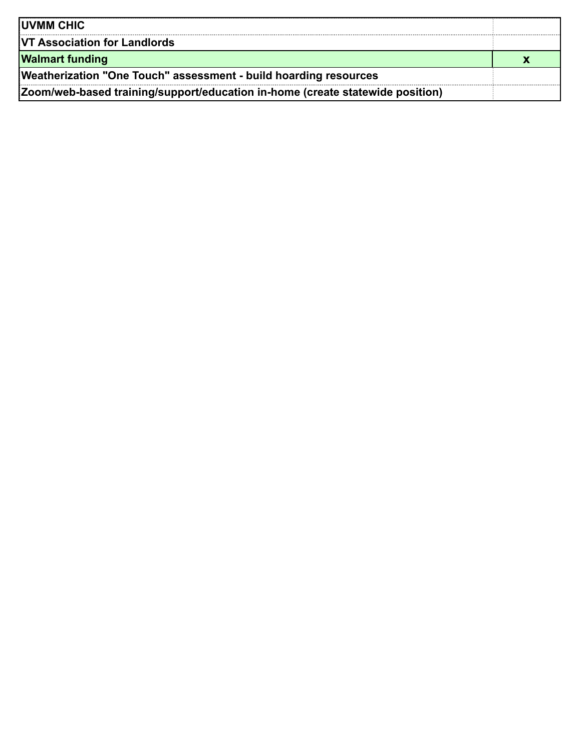| | |
|---|---|
| **UVMM CHIC** | |
| **VT Association for Landlords** | |
| **Walmart funding** | **x** |
| **Weatherization "One Touch" assessment - build hoarding resources** | |
| **Zoom/web-based training/support/education in-home (create statewide position)** | |